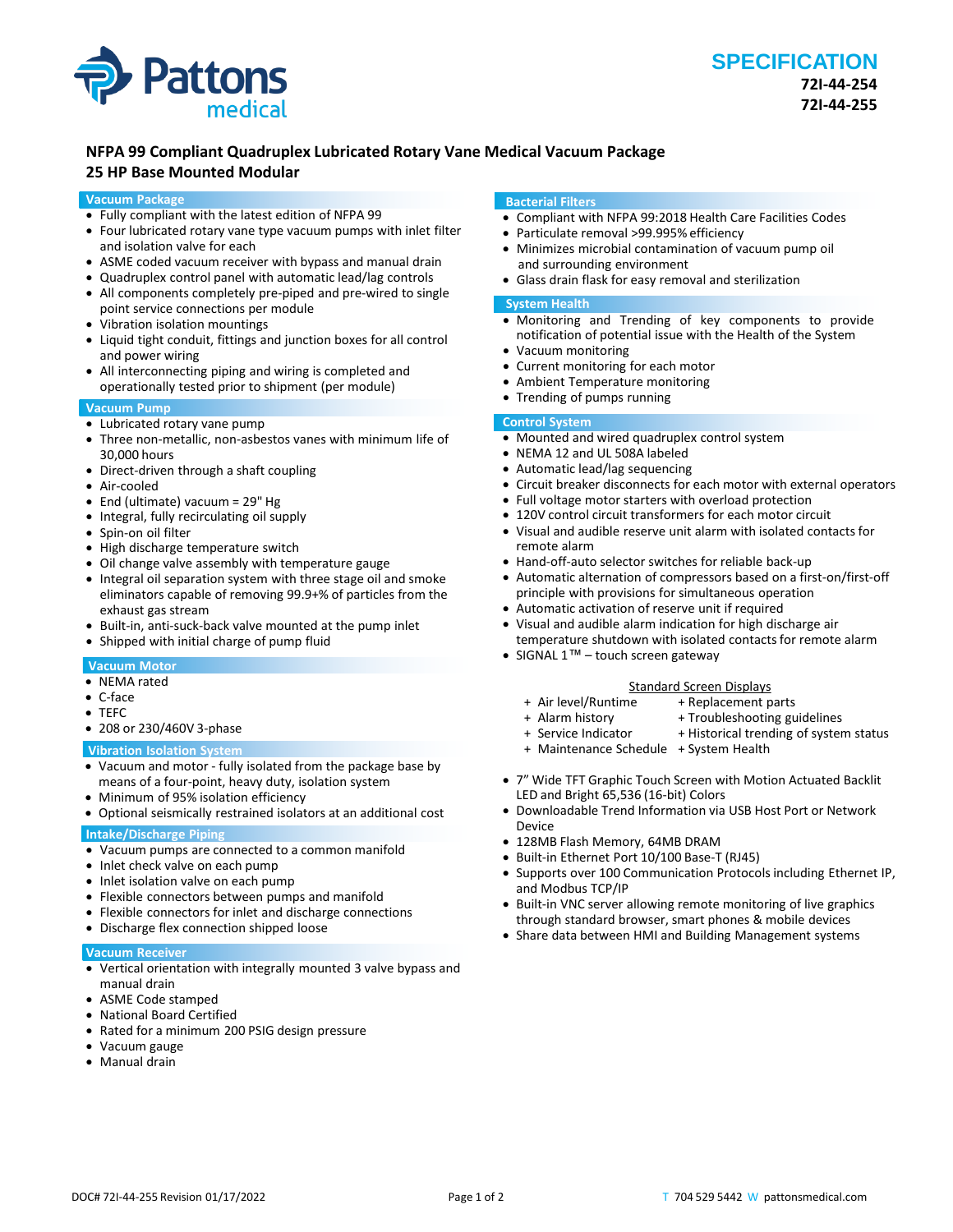Pattons medical

# SPECIFICATION

**72I-44-254**
**72I-44-255**

## NFPA 99 Compliant Quadruplex Lubricated Rotary Vane Medical Vacuum Package
## 25 HP Base Mounted Modular

### Vacuum Package

- Fully compliant with the latest edition of NFPA 99
- Four lubricated rotary vane type vacuum pumps with inlet filter and isolation valve for each
- ASME coded vacuum receiver with bypass and manual drain
- Quadruplex control panel with automatic lead/lag controls
- All components completely pre-piped and pre-wired to single point service connections per module
- Vibration isolation mountings
- Liquid tight conduit, fittings and junction boxes for all control and power wiring
- All interconnecting piping and wiring is completed and operationally tested prior to shipment (per module)

### Vacuum Pump

- Lubricated rotary vane pump
- Three non-metallic, non-asbestos vanes with minimum life of 30,000 hours
- Direct-driven through a shaft coupling
- Air-cooled
- End (ultimate) vacuum = 29" Hg
- Integral, fully recirculating oil supply
- Spin-on oil filter
- High discharge temperature switch
- Oil change valve assembly with temperature gauge
- Integral oil separation system with three stage oil and smoke eliminators capable of removing 99.9+% of particles from the exhaust gas stream
- Built-in, anti-suck-back valve mounted at the pump inlet
- Shipped with initial charge of pump fluid

### Vacuum Motor

- NEMA rated
- C-face
- TEFC
- 208 or 230/460V 3-phase

### Vibration Isolation System

- Vacuum and motor - fully isolated from the package base by means of a four-point, heavy duty, isolation system
- Minimum of 95% isolation efficiency
- Optional seismically restrained isolators at an additional cost

### Intake/Discharge Piping

- Vacuum pumps are connected to a common manifold
- Inlet check valve on each pump
- Inlet isolation valve on each pump
- Flexible connectors between pumps and manifold
- Flexible connectors for inlet and discharge connections
- Discharge flex connection shipped loose

### Vacuum Receiver

- Vertical orientation with integrally mounted 3 valve bypass and manual drain
- ASME Code stamped
- National Board Certified
- Rated for a minimum 200 PSIG design pressure
- Vacuum gauge
- Manual drain

### Bacterial Filters

- Compliant with NFPA 99:2018 Health Care Facilities Codes
- Particulate removal >99.995% efficiency
- Minimizes microbial contamination of vacuum pump oil and surrounding environment
- Glass drain flask for easy removal and sterilization

### System Health

- Monitoring and Trending of key components to provide notification of potential issue with the Health of the System
- Vacuum monitoring
- Current monitoring for each motor
- Ambient Temperature monitoring
- Trending of pumps running

### Control System

- Mounted and wired quadruplex control system
- NEMA 12 and UL 508A labeled
- Automatic lead/lag sequencing
- Circuit breaker disconnects for each motor with external operators
- Full voltage motor starters with overload protection
- 120V control circuit transformers for each motor circuit
- Visual and audible reserve unit alarm with isolated contacts for remote alarm
- Hand-off-auto selector switches for reliable back-up
- Automatic alternation of compressors based on a first-on/first-off principle with provisions for simultaneous operation
- Automatic activation of reserve unit if required
- Visual and audible alarm indication for high discharge air temperature shutdown with isolated contacts for remote alarm
- SIGNAL 1™ – touch screen gateway

<u>Standard Screen Displays</u>

+ Air level/Runtime
+ Alarm history
+ Service Indicator
+ Maintenance Schedule
+ Replacement parts
+ Troubleshooting guidelines
+ Historical trending of system status
+ System Health

- 7" Wide TFT Graphic Touch Screen with Motion Actuated Backlit LED and Bright 65,536 (16-bit) Colors
- Downloadable Trend Information via USB Host Port or Network Device
- 128MB Flash Memory, 64MB DRAM
- Built-in Ethernet Port 10/100 Base-T (RJ45)
- Supports over 100 Communication Protocols including Ethernet IP, and Modbus TCP/IP
- Built-in VNC server allowing remote monitoring of live graphics through standard browser, smart phones & mobile devices
- Share data between HMI and Building Management systems

DOC# 72I-44-255 Revision 01/17/2022

T 704 529 5442 W pattonsmedical.com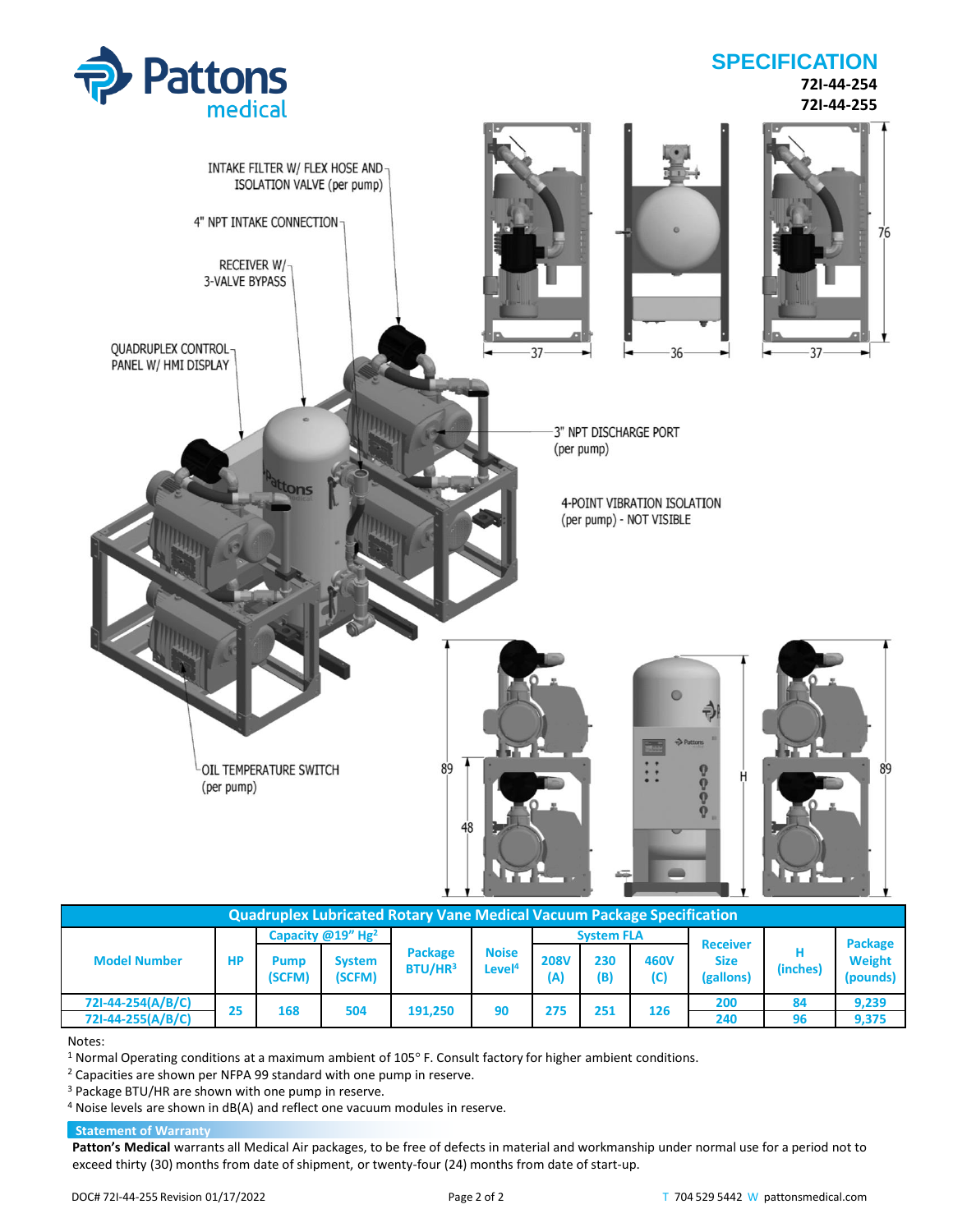# SPECIFICATION

**72I-44-254**
**72I-44-255**

INTAKE FILTER W/ FLEX HOSE AND ISOLATION VALVE (per pump)

4" NPT INTAKE CONNECTION

RECEIVER W/ 3-VALVE BYPASS

QUADRUPLEX CONTROL PANEL W/ HMI DISPLAY

3" NPT DISCHARGE PORT (per pump)

4-POINT VIBRATION ISOLATION (per pump) - NOT VISIBLE

OIL TEMPERATURE SWITCH (per pump)

37

36

37

76

89

48

H

89

| Quadruplex Lubricated Rotary Vane Medical Vacuum Package Specification | | | | | | | | | | | |
|---|---|---|---|---|---|---|---|---|---|---|---|
| Model Number | HP | Capacity @19" Hg[2] | | Package BTU/HR[3] | Noise Level[4] | System FLA | | | Receiver Size (gallons) | H (inches) | Package Weight (pounds) |
| | | Pump (SCFM) | System (SCFM) | | | 208V (A) | 230 (B) | 460V (C) | | | |
| 72I-44-254(A/B/C) | 25 | 168 | 504 | 191,250 | 90 | 275 | 251 | 126 | 200 | 84 | 9,239 |
| 72I-44-255(A/B/C) | 25 | 168 | 504 | 191,250 | 90 | 275 | 251 | 126 | 240 | 96 | 9,375 |

Notes:

[1] Normal Operating conditions at a maximum ambient of 105° F. Consult factory for higher ambient conditions.

[2] Capacities are shown per NFPA 99 standard with one pump in reserve.

[3] Package BTU/HR are shown with one pump in reserve.

[4] Noise levels are shown in dB(A) and reflect one vacuum modules in reserve.

**Statement of Warranty**

**Patton's Medical** warrants all Medical Air packages, to be free of defects in material and workmanship under normal use for a period not to exceed thirty (30) months from date of shipment, or twenty-four (24) months from date of start-up.

DOC# 72I-44-255 Revision 01/17/2022

T 704 529 5442 W pattonsmedical.com